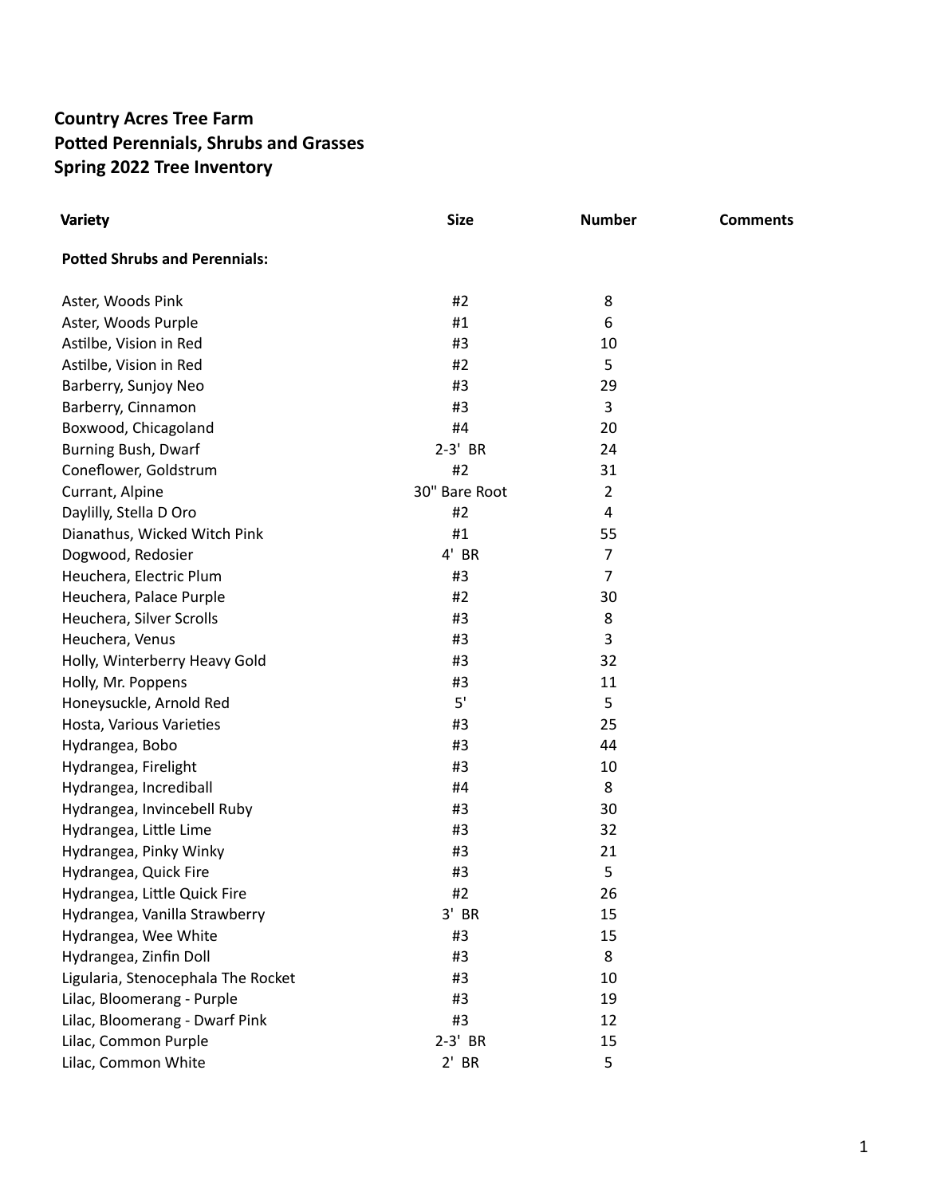**Country Acres Tree Farm**
**Potted Perennials, Shrubs and Grasses**
**Spring 2022 Tree Inventory**

| Variety | Size | Number | Comments |
|---|---|---|---|
| **Potted Shrubs and Perennials:** | | | |
| Aster, Woods Pink | #2 | 8 | |
| Aster, Woods Purple | #1 | 6 | |
| Astilbe, Vision in Red | #3 | 10 | |
| Astilbe, Vision in Red | #2 | 5 | |
| Barberry, Sunjoy Neo | #3 | 29 | |
| Barberry, Cinnamon | #3 | 3 | |
| Boxwood, Chicagoland | #4 | 20 | |
| Burning Bush, Dwarf | 2-3' BR | 24 | |
| Coneflower, Goldstrum | #2 | 31 | |
| Currant, Alpine | 30" Bare Root | 2 | |
| Daylilly, Stella D Oro | #2 | 4 | |
| Dianathus, Wicked Witch Pink | #1 | 55 | |
| Dogwood, Redosier | 4' BR | 7 | |
| Heuchera, Electric Plum | #3 | 7 | |
| Heuchera, Palace Purple | #2 | 30 | |
| Heuchera, Silver Scrolls | #3 | 8 | |
| Heuchera, Venus | #3 | 3 | |
| Holly, Winterberry Heavy Gold | #3 | 32 | |
| Holly, Mr. Poppens | #3 | 11 | |
| Honeysuckle, Arnold Red | 5' | 5 | |
| Hosta, Various Varieties | #3 | 25 | |
| Hydrangea, Bobo | #3 | 44 | |
| Hydrangea, Firelight | #3 | 10 | |
| Hydrangea, Incrediball | #4 | 8 | |
| Hydrangea, Invincebell Ruby | #3 | 30 | |
| Hydrangea, Little Lime | #3 | 32 | |
| Hydrangea, Pinky Winky | #3 | 21 | |
| Hydrangea, Quick Fire | #3 | 5 | |
| Hydrangea, Little Quick Fire | #2 | 26 | |
| Hydrangea, Vanilla Strawberry | 3' BR | 15 | |
| Hydrangea, Wee White | #3 | 15 | |
| Hydrangea, Zinfin Doll | #3 | 8 | |
| Ligularia, Stenocephala The Rocket | #3 | 10 | |
| Lilac, Bloomerang - Purple | #3 | 19 | |
| Lilac, Bloomerang - Dwarf Pink | #3 | 12 | |
| Lilac, Common Purple | 2-3' BR | 15 | |
| Lilac, Common White | 2' BR | 5 | |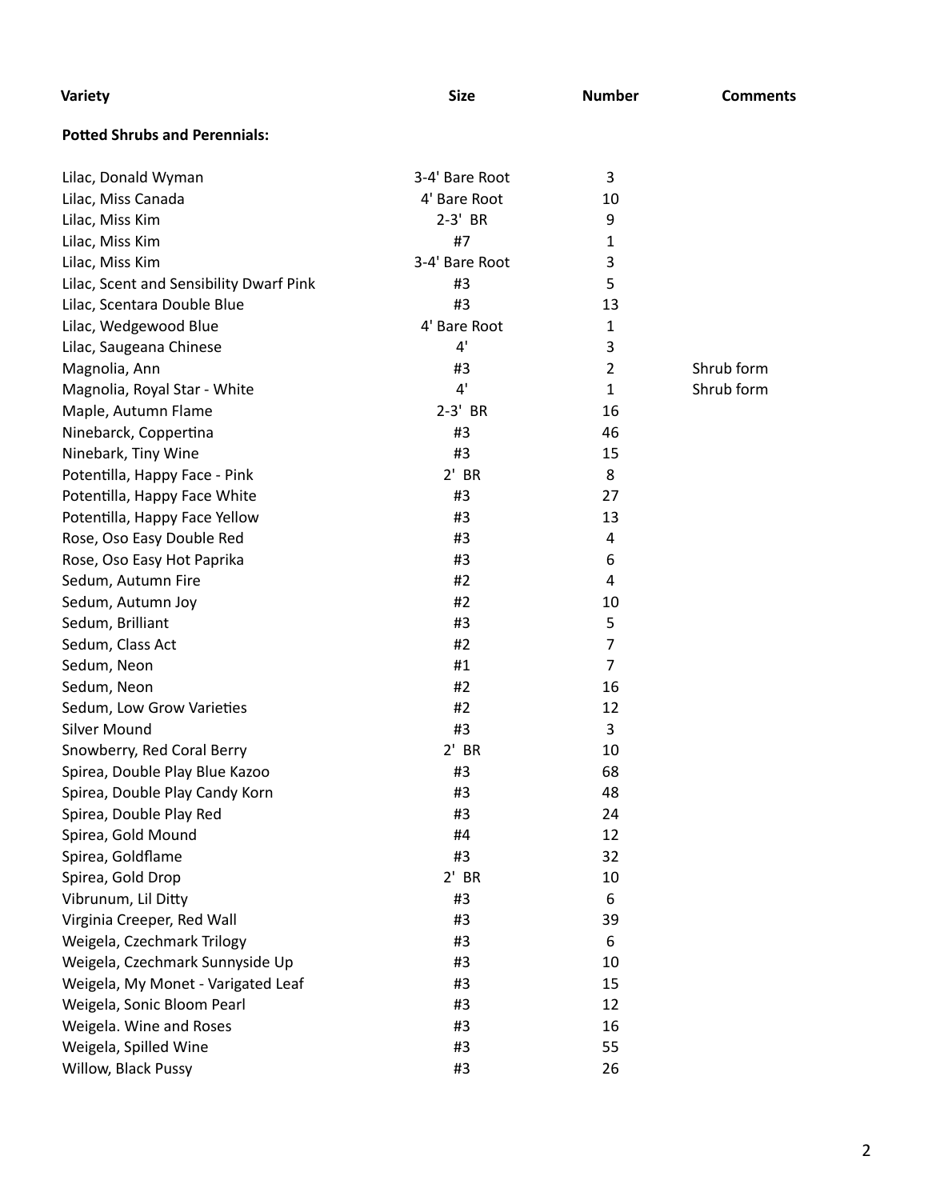| Variety | Size | Number | Comments |
|---|---|---|---|
| **Potted Shrubs and Perennials:** | | | |
| Lilac, Donald Wyman | 3-4' Bare Root | 3 | |
| Lilac, Miss Canada | 4' Bare Root | 10 | |
| Lilac, Miss Kim | 2-3' BR | 9 | |
| Lilac, Miss Kim | #7 | 1 | |
| Lilac, Miss Kim | 3-4' Bare Root | 3 | |
| Lilac, Scent and Sensibility Dwarf Pink | #3 | 5 | |
| Lilac, Scentara Double Blue | #3 | 13 | |
| Lilac, Wedgewood Blue | 4' Bare Root | 1 | |
| Lilac, Saugeana Chinese | 4' | 3 | |
| Magnolia, Ann | #3 | 2 | Shrub form |
| Magnolia, Royal Star - White | 4' | 1 | Shrub form |
| Maple, Autumn Flame | 2-3' BR | 16 | |
| Ninebarck, Coppertina | #3 | 46 | |
| Ninebark, Tiny Wine | #3 | 15 | |
| Potentilla, Happy Face - Pink | 2' BR | 8 | |
| Potentilla, Happy Face White | #3 | 27 | |
| Potentilla, Happy Face Yellow | #3 | 13 | |
| Rose, Oso Easy Double Red | #3 | 4 | |
| Rose, Oso Easy Hot Paprika | #3 | 6 | |
| Sedum, Autumn Fire | #2 | 4 | |
| Sedum, Autumn Joy | #2 | 10 | |
| Sedum, Brilliant | #3 | 5 | |
| Sedum, Class Act | #2 | 7 | |
| Sedum, Neon | #1 | 7 | |
| Sedum, Neon | #2 | 16 | |
| Sedum, Low Grow Varieties | #2 | 12 | |
| Silver Mound | #3 | 3 | |
| Snowberry, Red Coral Berry | 2' BR | 10 | |
| Spirea, Double Play Blue Kazoo | #3 | 68 | |
| Spirea, Double Play Candy Korn | #3 | 48 | |
| Spirea, Double Play Red | #3 | 24 | |
| Spirea, Gold Mound | #4 | 12 | |
| Spirea, Goldflame | #3 | 32 | |
| Spirea, Gold Drop | 2' BR | 10 | |
| Vibrunum, Lil Ditty | #3 | 6 | |
| Virginia Creeper, Red Wall | #3 | 39 | |
| Weigela, Czechmark Trilogy | #3 | 6 | |
| Weigela, Czechmark Sunnyside Up | #3 | 10 | |
| Weigela, My Monet - Varigated Leaf | #3 | 15 | |
| Weigela, Sonic Bloom Pearl | #3 | 12 | |
| Weigela. Wine and Roses | #3 | 16 | |
| Weigela, Spilled Wine | #3 | 55 | |
| Willow, Black Pussy | #3 | 26 | |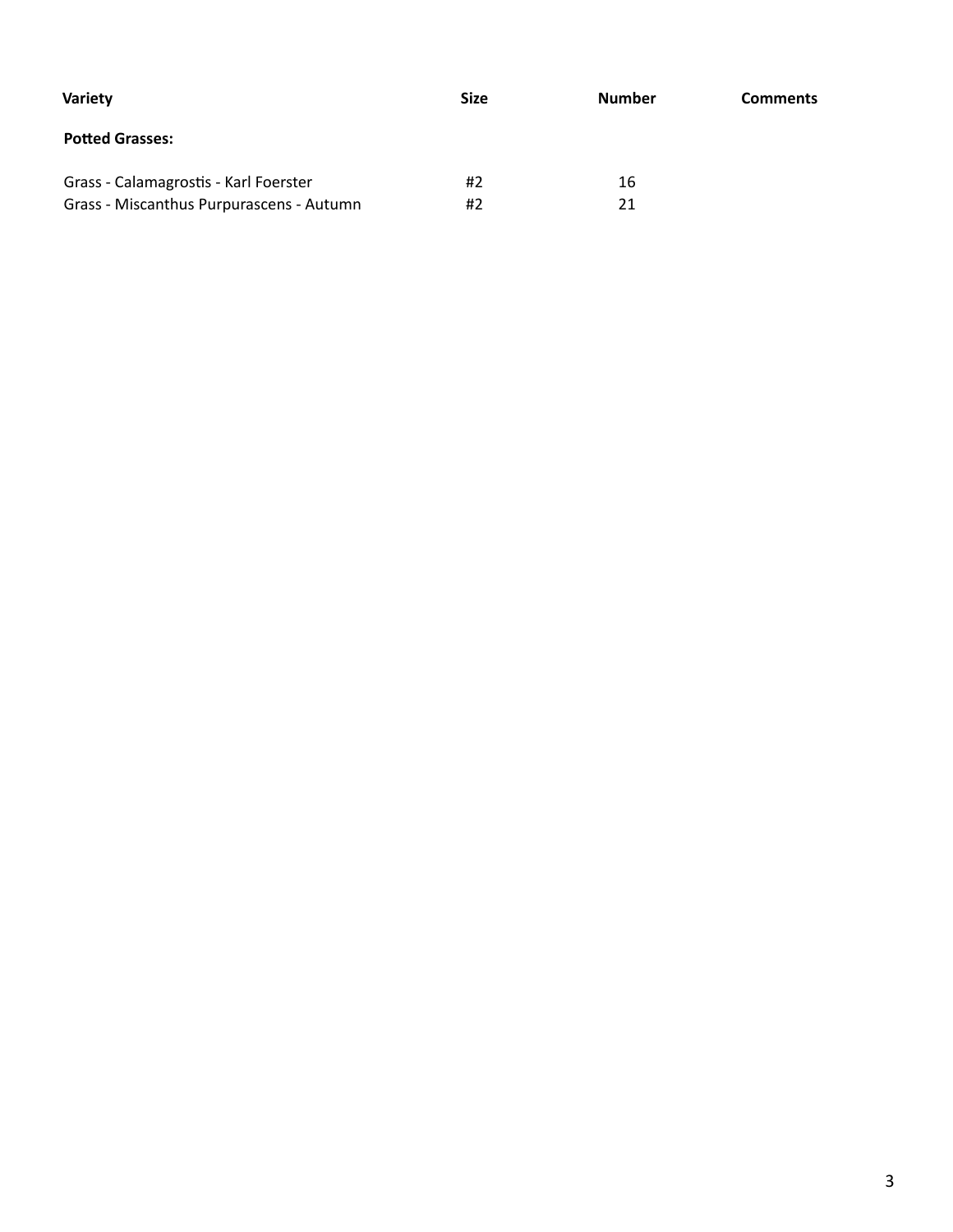| Variety | Size | Number | Comments |
| --- | --- | --- | --- |
| **Potted Grasses:** | | | |
| Grass - Calamagrostis - Karl Foerster | #2 | 16 | |
| Grass - Miscanthus Purpurascens - Autumn | #2 | 21 | |